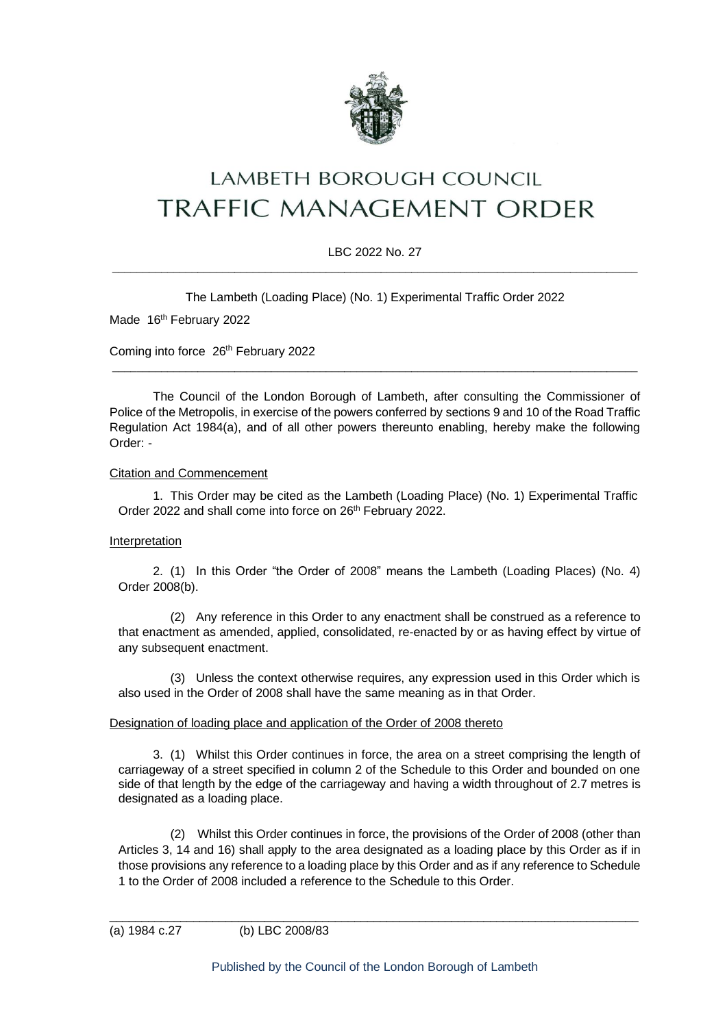# LAMBETH BOROUGH COUNCIL
# TRAFFIC MANAGEMENT ORDER

LBC 2022 No. 27

---

The Lambeth (Loading Place) (No. 1) Experimental Traffic Order 2022

Made 16th February 2022

Coming into force 26th February 2022

---

The Council of the London Borough of Lambeth, after consulting the Commissioner of Police of the Metropolis, in exercise of the powers conferred by sections 9 and 10 of the Road Traffic Regulation Act 1984(a), and of all other powers thereunto enabling, hereby make the following Order: -

## Citation and Commencement

1. This Order may be cited as the Lambeth (Loading Place) (No. 1) Experimental Traffic Order 2022 and shall come into force on 26th February 2022.

## Interpretation

2. (1) In this Order "the Order of 2008" means the Lambeth (Loading Places) (No. 4) Order 2008(b).

(2) Any reference in this Order to any enactment shall be construed as a reference to that enactment as amended, applied, consolidated, re-enacted by or as having effect by virtue of any subsequent enactment.

(3) Unless the context otherwise requires, any expression used in this Order which is also used in the Order of 2008 shall have the same meaning as in that Order.

## Designation of loading place and application of the Order of 2008 thereto

3. (1) Whilst this Order continues in force, the area on a street comprising the length of carriageway of a street specified in column 2 of the Schedule to this Order and bounded on one side of that length by the edge of the carriageway and having a width throughout of 2.7 metres is designated as a loading place.

(2) Whilst this Order continues in force, the provisions of the Order of 2008 (other than Articles 3, 14 and 16) shall apply to the area designated as a loading place by this Order as if in those provisions any reference to a loading place by this Order and as if any reference to Schedule 1 to the Order of 2008 included a reference to the Schedule to this Order.

---

(a) 1984 c.27 (b) LBC 2008/83

Published by the Council of the London Borough of Lambeth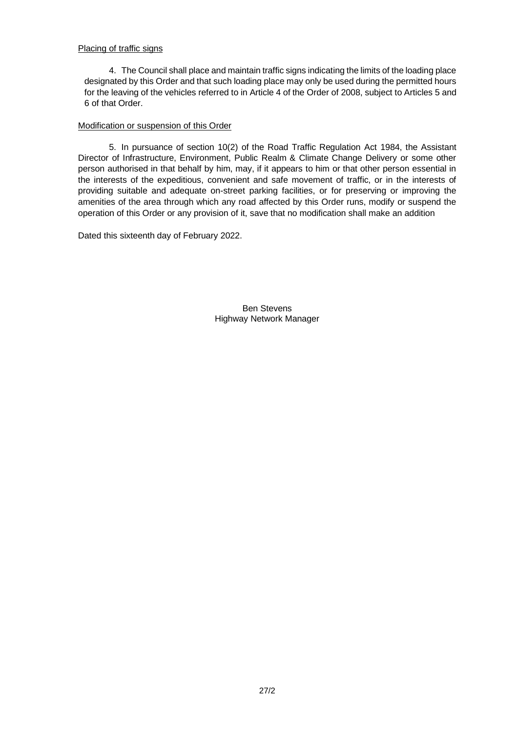Placing of traffic signs

4. The Council shall place and maintain traffic signs indicating the limits of the loading place designated by this Order and that such loading place may only be used during the permitted hours for the leaving of the vehicles referred to in Article 4 of the Order of 2008, subject to Articles 5 and 6 of that Order.

Modification or suspension of this Order

5. In pursuance of section 10(2) of the Road Traffic Regulation Act 1984, the Assistant Director of Infrastructure, Environment, Public Realm & Climate Change Delivery or some other person authorised in that behalf by him, may, if it appears to him or that other person essential in the interests of the expeditious, convenient and safe movement of traffic, or in the interests of providing suitable and adequate on-street parking facilities, or for preserving or improving the amenities of the area through which any road affected by this Order runs, modify or suspend the operation of this Order or any provision of it, save that no modification shall make an addition

Dated this sixteenth day of February 2022.

Ben Stevens
Highway Network Manager

27/2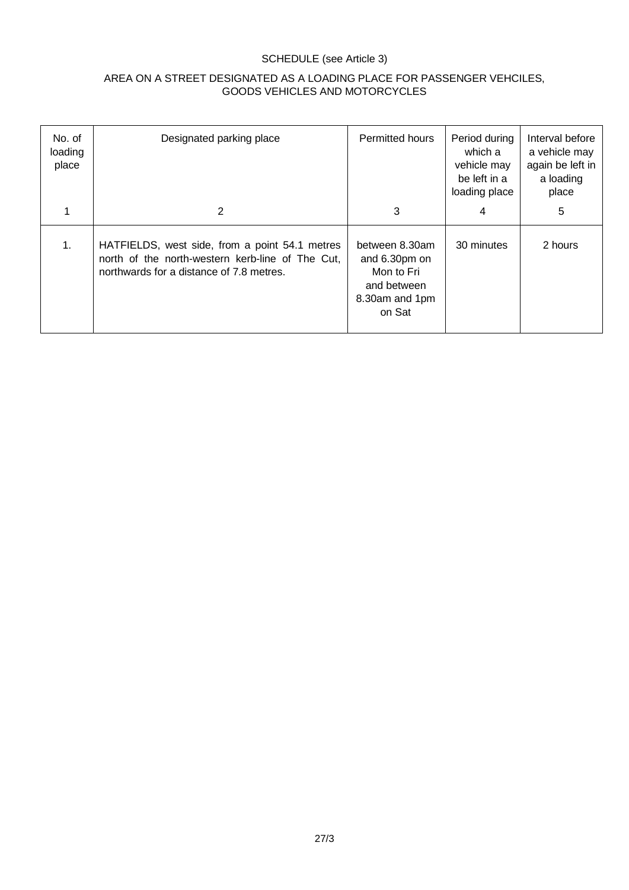SCHEDULE (see Article 3)

AREA ON A STREET DESIGNATED AS A LOADING PLACE FOR PASSENGER VEHCILES, GOODS VEHICLES AND MOTORCYCLES

| No. of loading place | Designated parking place | Permitted hours | Period during which a vehicle may be left in a loading place | Interval before a vehicle may again be left in a loading place |
|---|---|---|---|---|
| 1 | 2 | 3 | 4 | 5 |
| 1. | HATFIELDS, west side, from a point 54.1 metres north of the north-western kerb-line of The Cut, northwards for a distance of 7.8 metres. | between 8.30am and 6.30pm on Mon to Fri and between 8.30am and 1pm on Sat | 30 minutes | 2 hours |

27/3